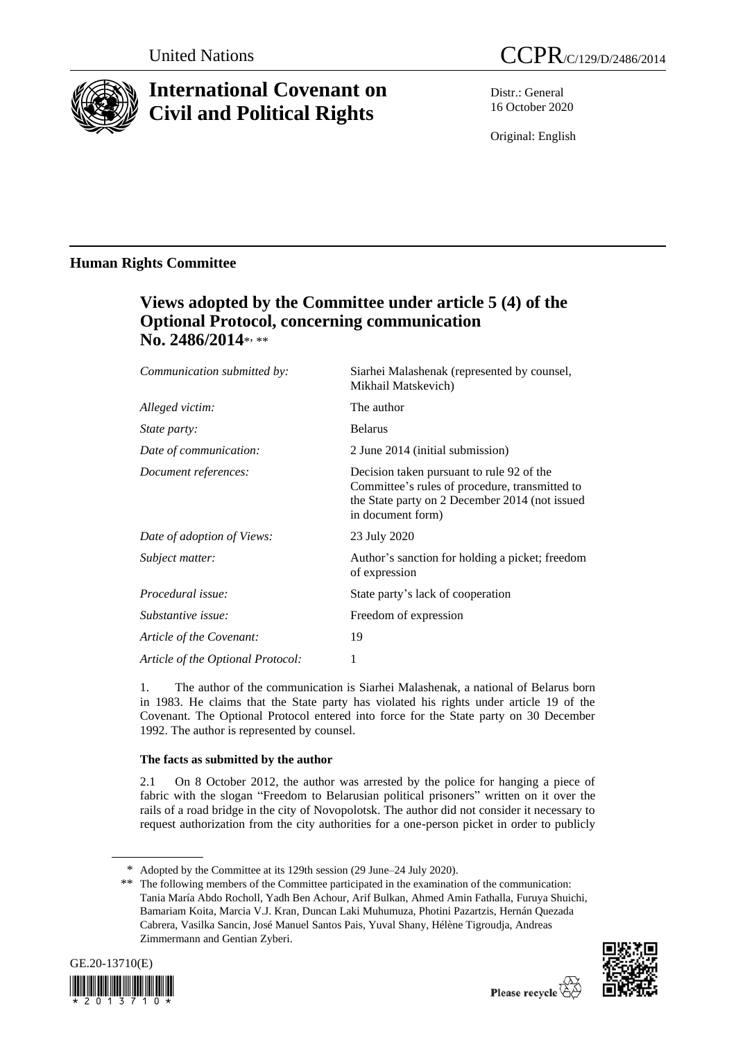United Nations

CCPR/C/129/D/2486/2014

# International Covenant on Civil and Political Rights

Distr.: General
16 October 2020

Original: English

## Human Rights Committee

### Views adopted by the Committee under article 5 (4) of the Optional Protocol, concerning communication No. 2486/2014*, **

| | |
|---|---|
| *Communication submitted by:* | Siarhei Malashenak (represented by counsel, Mikhail Matskevich) |
| *Alleged victim:* | The author |
| *State party:* | Belarus |
| *Date of communication:* | 2 June 2014 (initial submission) |
| *Document references:* | Decision taken pursuant to rule 92 of the Committee's rules of procedure, transmitted to the State party on 2 December 2014 (not issued in document form) |
| *Date of adoption of Views:* | 23 July 2020 |
| *Subject matter:* | Author's sanction for holding a picket; freedom of expression |
| *Procedural issue:* | State party's lack of cooperation |
| *Substantive issue:* | Freedom of expression |
| *Article of the Covenant:* | 19 |
| *Article of the Optional Protocol:* | 1 |

1. The author of the communication is Siarhei Malashenak, a national of Belarus born in 1983. He claims that the State party has violated his rights under article 19 of the Covenant. The Optional Protocol entered into force for the State party on 30 December 1992. The author is represented by counsel.

**The facts as submitted by the author**

2.1 On 8 October 2012, the author was arrested by the police for hanging a piece of fabric with the slogan "Freedom to Belarusian political prisoners" written on it over the rails of a road bridge in the city of Novopolotsk. The author did not consider it necessary to request authorization from the city authorities for a one-person picket in order to publicly

\* Adopted by the Committee at its 129th session (29 June–24 July 2020).

\*\* The following members of the Committee participated in the examination of the communication: Tania María Abdo Rocholl, Yadh Ben Achour, Arif Bulkan, Ahmed Amin Fathalla, Furuya Shuichi, Bamariam Koita, Marcia V.J. Kran, Duncan Laki Muhumuza, Photini Pazartzis, Hernán Quezada Cabrera, Vasilka Sancin, José Manuel Santos Pais, Yuval Shany, Hélène Tigroudja, Andreas Zimmermann and Gentian Zyberi.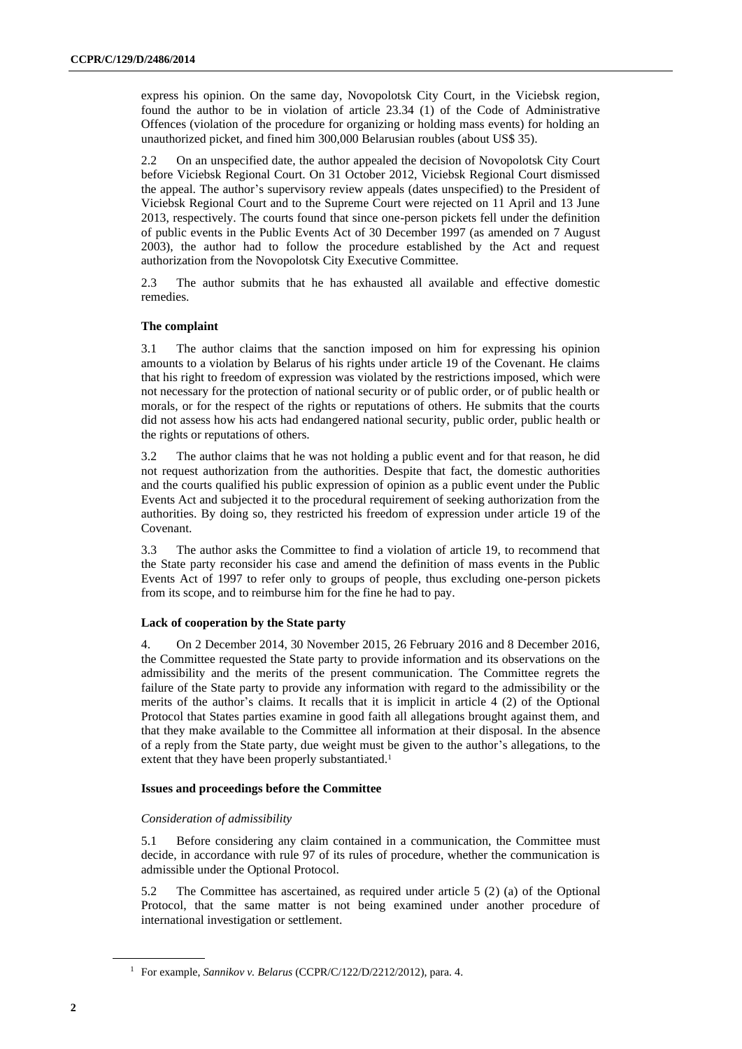express his opinion. On the same day, Novopolotsk City Court, in the Viciebsk region, found the author to be in violation of article 23.34 (1) of the Code of Administrative Offences (violation of the procedure for organizing or holding mass events) for holding an unauthorized picket, and fined him 300,000 Belarusian roubles (about US$ 35).

2.2 On an unspecified date, the author appealed the decision of Novopolotsk City Court before Viciebsk Regional Court. On 31 October 2012, Viciebsk Regional Court dismissed the appeal. The author's supervisory review appeals (dates unspecified) to the President of Viciebsk Regional Court and to the Supreme Court were rejected on 11 April and 13 June 2013, respectively. The courts found that since one-person pickets fell under the definition of public events in the Public Events Act of 30 December 1997 (as amended on 7 August 2003), the author had to follow the procedure established by the Act and request authorization from the Novopolotsk City Executive Committee.

2.3 The author submits that he has exhausted all available and effective domestic remedies.

### The complaint

3.1 The author claims that the sanction imposed on him for expressing his opinion amounts to a violation by Belarus of his rights under article 19 of the Covenant. He claims that his right to freedom of expression was violated by the restrictions imposed, which were not necessary for the protection of national security or of public order, or of public health or morals, or for the respect of the rights or reputations of others. He submits that the courts did not assess how his acts had endangered national security, public order, public health or the rights or reputations of others.

3.2 The author claims that he was not holding a public event and for that reason, he did not request authorization from the authorities. Despite that fact, the domestic authorities and the courts qualified his public expression of opinion as a public event under the Public Events Act and subjected it to the procedural requirement of seeking authorization from the authorities. By doing so, they restricted his freedom of expression under article 19 of the Covenant.

3.3 The author asks the Committee to find a violation of article 19, to recommend that the State party reconsider his case and amend the definition of mass events in the Public Events Act of 1997 to refer only to groups of people, thus excluding one-person pickets from its scope, and to reimburse him for the fine he had to pay.

### Lack of cooperation by the State party

4. On 2 December 2014, 30 November 2015, 26 February 2016 and 8 December 2016, the Committee requested the State party to provide information and its observations on the admissibility and the merits of the present communication. The Committee regrets the failure of the State party to provide any information with regard to the admissibility or the merits of the author's claims. It recalls that it is implicit in article 4 (2) of the Optional Protocol that States parties examine in good faith all allegations brought against them, and that they make available to the Committee all information at their disposal. In the absence of a reply from the State party, due weight must be given to the author's allegations, to the extent that they have been properly substantiated.[1]

### Issues and proceedings before the Committee

#### *Consideration of admissibility*

5.1 Before considering any claim contained in a communication, the Committee must decide, in accordance with rule 97 of its rules of procedure, whether the communication is admissible under the Optional Protocol.

5.2 The Committee has ascertained, as required under article 5 (2) (a) of the Optional Protocol, that the same matter is not being examined under another procedure of international investigation or settlement.

[1] For example, *Sannikov v. Belarus* (CCPR/C/122/D/2212/2012), para. 4.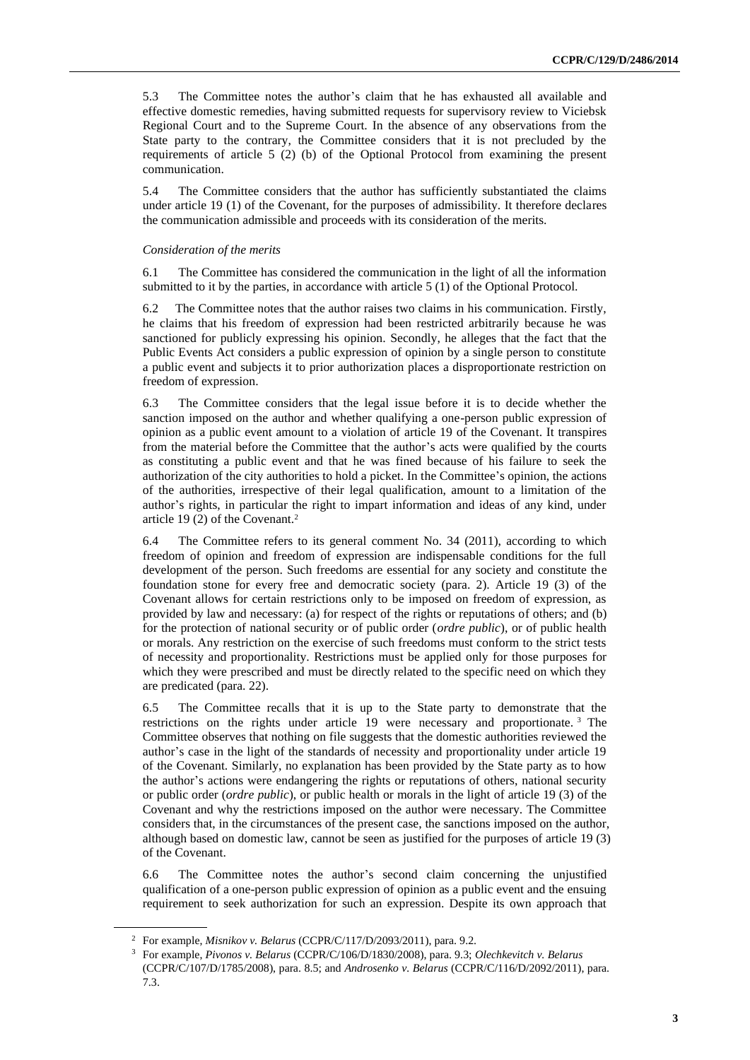5.3 The Committee notes the author's claim that he has exhausted all available and effective domestic remedies, having submitted requests for supervisory review to Viciebsk Regional Court and to the Supreme Court. In the absence of any observations from the State party to the contrary, the Committee considers that it is not precluded by the requirements of article 5 (2) (b) of the Optional Protocol from examining the present communication.

5.4 The Committee considers that the author has sufficiently substantiated the claims under article 19 (1) of the Covenant, for the purposes of admissibility. It therefore declares the communication admissible and proceeds with its consideration of the merits.

*Consideration of the merits*

6.1 The Committee has considered the communication in the light of all the information submitted to it by the parties, in accordance with article 5 (1) of the Optional Protocol.

6.2 The Committee notes that the author raises two claims in his communication. Firstly, he claims that his freedom of expression had been restricted arbitrarily because he was sanctioned for publicly expressing his opinion. Secondly, he alleges that the fact that the Public Events Act considers a public expression of opinion by a single person to constitute a public event and subjects it to prior authorization places a disproportionate restriction on freedom of expression.

6.3 The Committee considers that the legal issue before it is to decide whether the sanction imposed on the author and whether qualifying a one-person public expression of opinion as a public event amount to a violation of article 19 of the Covenant. It transpires from the material before the Committee that the author's acts were qualified by the courts as constituting a public event and that he was fined because of his failure to seek the authorization of the city authorities to hold a picket. In the Committee's opinion, the actions of the authorities, irrespective of their legal qualification, amount to a limitation of the author's rights, in particular the right to impart information and ideas of any kind, under article 19 (2) of the Covenant.[2]

6.4 The Committee refers to its general comment No. 34 (2011), according to which freedom of opinion and freedom of expression are indispensable conditions for the full development of the person. Such freedoms are essential for any society and constitute the foundation stone for every free and democratic society (para. 2). Article 19 (3) of the Covenant allows for certain restrictions only to be imposed on freedom of expression, as provided by law and necessary: (a) for respect of the rights or reputations of others; and (b) for the protection of national security or of public order (*ordre public*), or of public health or morals. Any restriction on the exercise of such freedoms must conform to the strict tests of necessity and proportionality. Restrictions must be applied only for those purposes for which they were prescribed and must be directly related to the specific need on which they are predicated (para. 22).

6.5 The Committee recalls that it is up to the State party to demonstrate that the restrictions on the rights under article 19 were necessary and proportionate.[3] The Committee observes that nothing on file suggests that the domestic authorities reviewed the author's case in the light of the standards of necessity and proportionality under article 19 of the Covenant. Similarly, no explanation has been provided by the State party as to how the author's actions were endangering the rights or reputations of others, national security or public order (*ordre public*), or public health or morals in the light of article 19 (3) of the Covenant and why the restrictions imposed on the author were necessary. The Committee considers that, in the circumstances of the present case, the sanctions imposed on the author, although based on domestic law, cannot be seen as justified for the purposes of article 19 (3) of the Covenant.

6.6 The Committee notes the author's second claim concerning the unjustified qualification of a one-person public expression of opinion as a public event and the ensuing requirement to seek authorization for such an expression. Despite its own approach that

---

[2] For example, *Misnikov v. Belarus* (CCPR/C/117/D/2093/2011), para. 9.2.

[3] For example, *Pivonos v. Belarus* (CCPR/C/106/D/1830/2008), para. 9.3; *Olechkevitch v. Belarus* (CCPR/C/107/D/1785/2008), para. 8.5; and *Androsenko v. Belarus* (CCPR/C/116/D/2092/2011), para. 7.3.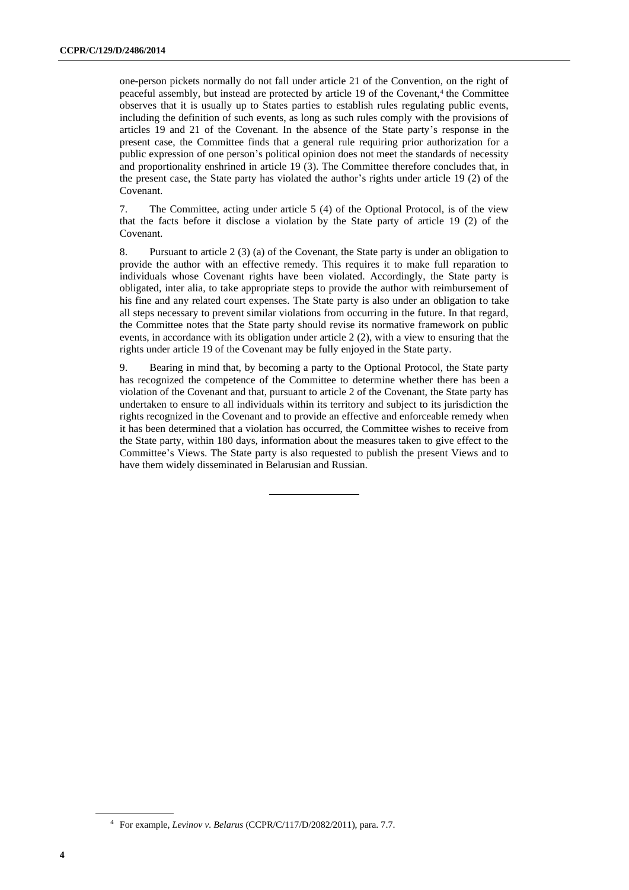one-person pickets normally do not fall under article 21 of the Convention, on the right of peaceful assembly, but instead are protected by article 19 of the Covenant,[4] the Committee observes that it is usually up to States parties to establish rules regulating public events, including the definition of such events, as long as such rules comply with the provisions of articles 19 and 21 of the Covenant. In the absence of the State party's response in the present case, the Committee finds that a general rule requiring prior authorization for a public expression of one person's political opinion does not meet the standards of necessity and proportionality enshrined in article 19 (3). The Committee therefore concludes that, in the present case, the State party has violated the author's rights under article 19 (2) of the Covenant.

7. The Committee, acting under article 5 (4) of the Optional Protocol, is of the view that the facts before it disclose a violation by the State party of article 19 (2) of the Covenant.

8. Pursuant to article 2 (3) (a) of the Covenant, the State party is under an obligation to provide the author with an effective remedy. This requires it to make full reparation to individuals whose Covenant rights have been violated. Accordingly, the State party is obligated, inter alia, to take appropriate steps to provide the author with reimbursement of his fine and any related court expenses. The State party is also under an obligation to take all steps necessary to prevent similar violations from occurring in the future. In that regard, the Committee notes that the State party should revise its normative framework on public events, in accordance with its obligation under article 2 (2), with a view to ensuring that the rights under article 19 of the Covenant may be fully enjoyed in the State party.

9. Bearing in mind that, by becoming a party to the Optional Protocol, the State party has recognized the competence of the Committee to determine whether there has been a violation of the Covenant and that, pursuant to article 2 of the Covenant, the State party has undertaken to ensure to all individuals within its territory and subject to its jurisdiction the rights recognized in the Covenant and to provide an effective and enforceable remedy when it has been determined that a violation has occurred, the Committee wishes to receive from the State party, within 180 days, information about the measures taken to give effect to the Committee's Views. The State party is also requested to publish the present Views and to have them widely disseminated in Belarusian and Russian.

---

[4] For example, *Levinov v. Belarus* (CCPR/C/117/D/2082/2011), para. 7.7.